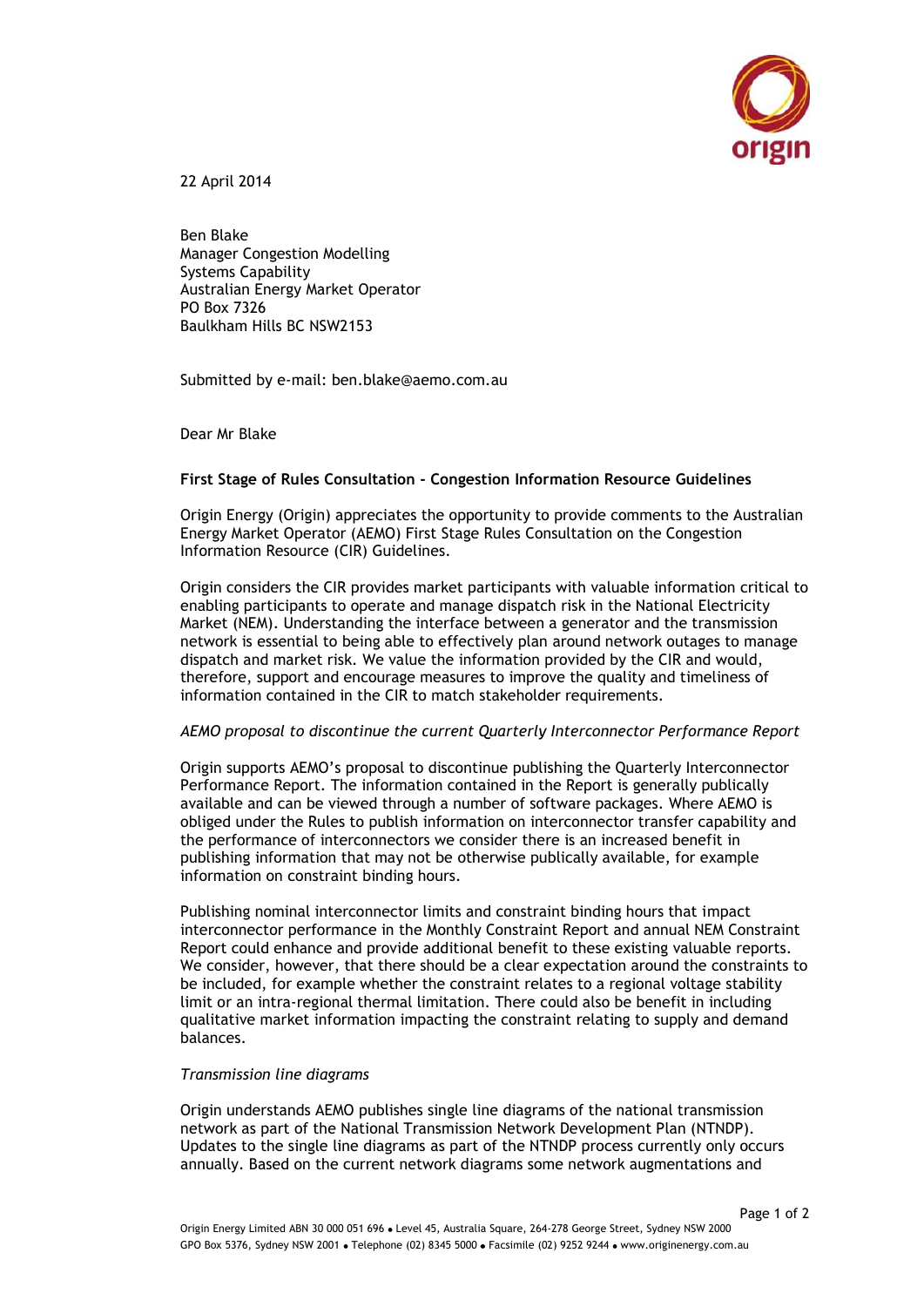22 April 2014

Ben Blake
Manager Congestion Modelling
Systems Capability
Australian Energy Market Operator
PO Box 7326
Baulkham Hills BC NSW2153

Submitted by e-mail: ben.blake@aemo.com.au

Dear Mr Blake

**First Stage of Rules Consultation - Congestion Information Resource Guidelines**

Origin Energy (Origin) appreciates the opportunity to provide comments to the Australian Energy Market Operator (AEMO) First Stage Rules Consultation on the Congestion Information Resource (CIR) Guidelines.

Origin considers the CIR provides market participants with valuable information critical to enabling participants to operate and manage dispatch risk in the National Electricity Market (NEM). Understanding the interface between a generator and the transmission network is essential to being able to effectively plan around network outages to manage dispatch and market risk. We value the information provided by the CIR and would, therefore, support and encourage measures to improve the quality and timeliness of information contained in the CIR to match stakeholder requirements.

*AEMO proposal to discontinue the current Quarterly Interconnector Performance Report*

Origin supports AEMO's proposal to discontinue publishing the Quarterly Interconnector Performance Report. The information contained in the Report is generally publically available and can be viewed through a number of software packages. Where AEMO is obliged under the Rules to publish information on interconnector transfer capability and the performance of interconnectors we consider there is an increased benefit in publishing information that may not be otherwise publically available, for example information on constraint binding hours.

Publishing nominal interconnector limits and constraint binding hours that impact interconnector performance in the Monthly Constraint Report and annual NEM Constraint Report could enhance and provide additional benefit to these existing valuable reports. We consider, however, that there should be a clear expectation around the constraints to be included, for example whether the constraint relates to a regional voltage stability limit or an intra-regional thermal limitation. There could also be benefit in including qualitative market information impacting the constraint relating to supply and demand balances.

*Transmission line diagrams*

Origin understands AEMO publishes single line diagrams of the national transmission network as part of the National Transmission Network Development Plan (NTNDP). Updates to the single line diagrams as part of the NTNDP process currently only occurs annually. Based on the current network diagrams some network augmentations and

Origin Energy Limited ABN 30 000 051 696 • Level 45, Australia Square, 264-278 George Street, Sydney NSW 2000
GPO Box 5376, Sydney NSW 2001 • Telephone (02) 8345 5000 • Facsimile (02) 9252 9244 • www.originenergy.com.au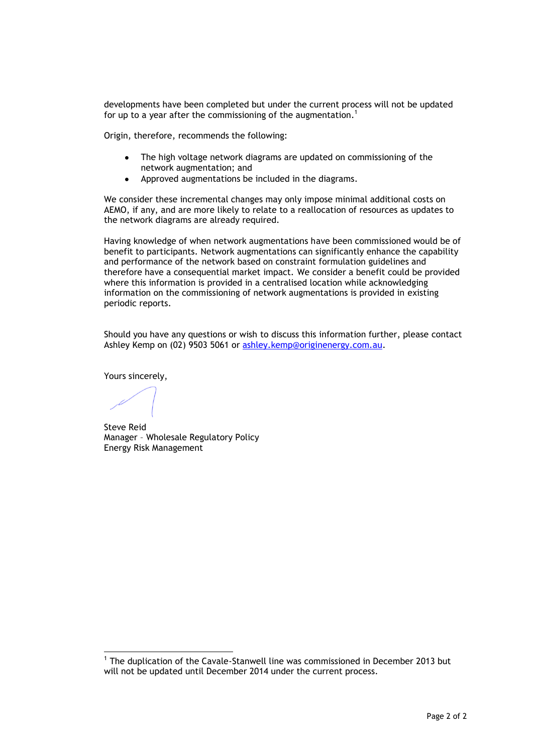developments have been completed but under the current process will not be updated for up to a year after the commissioning of the augmentation.[1]

Origin, therefore, recommends the following:

- The high voltage network diagrams are updated on commissioning of the network augmentation; and
- Approved augmentations be included in the diagrams.

We consider these incremental changes may only impose minimal additional costs on AEMO, if any, and are more likely to relate to a reallocation of resources as updates to the network diagrams are already required.

Having knowledge of when network augmentations have been commissioned would be of benefit to participants. Network augmentations can significantly enhance the capability and performance of the network based on constraint formulation guidelines and therefore have a consequential market impact. We consider a benefit could be provided where this information is provided in a centralised location while acknowledging information on the commissioning of network augmentations is provided in existing periodic reports.

Should you have any questions or wish to discuss this information further, please contact Ashley Kemp on (02) 9503 5061 or ashley.kemp@originenergy.com.au.

Yours sincerely,

Steve Reid
Manager – Wholesale Regulatory Policy
Energy Risk Management

[1] The duplication of the Cavale-Stanwell line was commissioned in December 2013 but will not be updated until December 2014 under the current process.